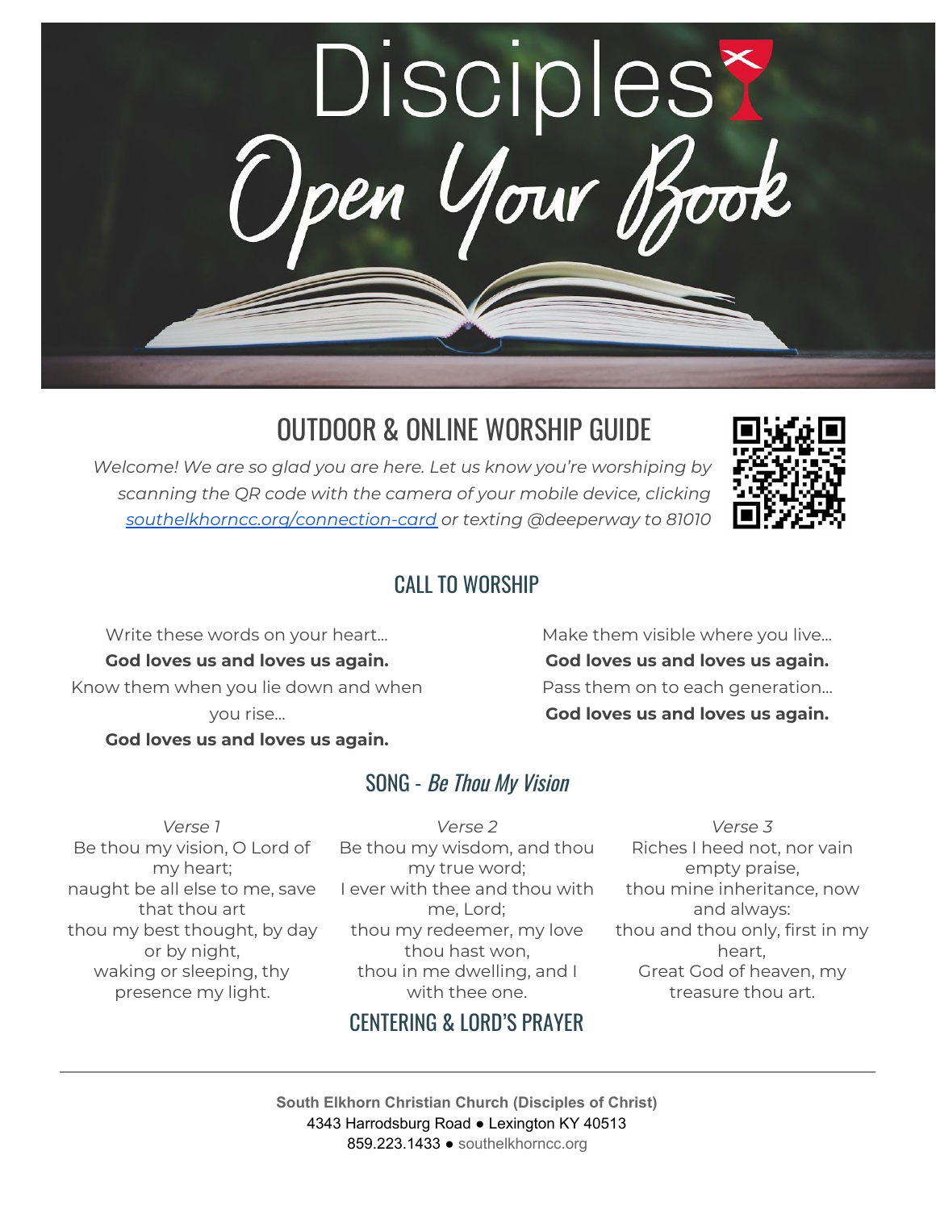# Disciples

# Open Your Book

## OUTDOOR & ONLINE WORSHIP GUIDE

*Welcome! We are so glad you are here. Let us know you're worshiping by scanning the QR code with the camera of your mobile device, clicking [southelkhorncc.org/connection-card](southelkhorncc.org/connection-card) or texting @deeperway to 81010*

## CALL TO WORSHIP

Write these words on your heart…
**God loves us and loves us again.**
Know them when you lie down and when you rise…
**God loves us and loves us again.**
Make them visible where you live…
**God loves us and loves us again.**
Pass them on to each generation…
**God loves us and loves us again.**

## SONG - *Be Thou My Vision*

*Verse 1*
Be thou my vision, O Lord of my heart;
naught be all else to me, save that thou art
thou my best thought, by day or by night,
waking or sleeping, thy presence my light.

*Verse 2*
Be thou my wisdom, and thou my true word;
I ever with thee and thou with me, Lord;
thou my redeemer, my love thou hast won,
thou in me dwelling, and I with thee one.

*Verse 3*
Riches I heed not, nor vain empty praise,
thou mine inheritance, now and always:
thou and thou only, first in my heart,
Great God of heaven, my treasure thou art.

## CENTERING & LORD'S PRAYER

---

**South Elkhorn Christian Church (Disciples of Christ)**
4343 Harrodsburg Road ● Lexington KY 40513
859.223.1433 ● southelkhorncc.org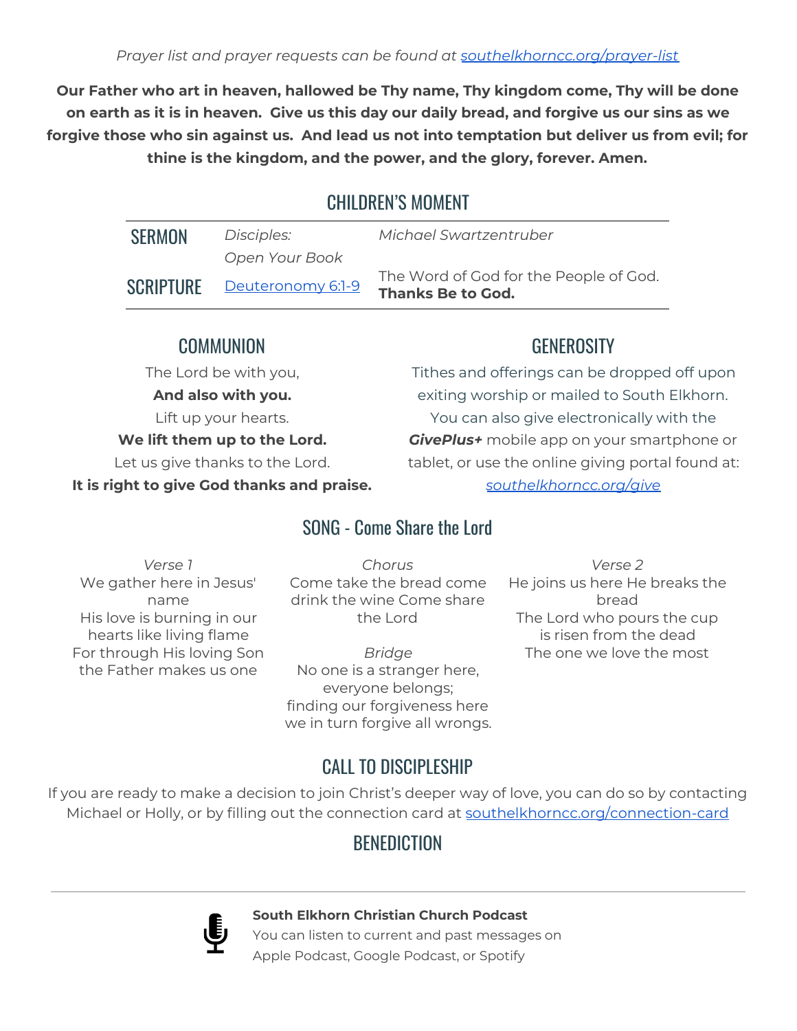*Prayer list and prayer requests can be found at southelkhorncc.org/prayer-list*

**Our Father who art in heaven, hallowed be Thy name, Thy kingdom come, Thy will be done on earth as it is in heaven. Give us this day our daily bread, and forgive us our sins as we forgive those who sin against us. And lead us not into temptation but deliver us from evil; for thine is the kingdom, and the power, and the glory, forever. Amen.**

## CHILDREN'S MOMENT

| | | |
|---|---|---|
| SERMON | *Disciples: Open Your Book* | *Michael Swartzentruber* |
| SCRIPTURE | Deuteronomy 6:1-9 | The Word of God for the People of God. **Thanks Be to God.** |

## COMMUNION

The Lord be with you,
**And also with you.**
Lift up your hearts.
**We lift them up to the Lord.**
Let us give thanks to the Lord.
**It is right to give God thanks and praise.**

## GENEROSITY

Tithes and offerings can be dropped off upon exiting worship or mailed to South Elkhorn. You can also give electronically with the ***GivePlus+*** mobile app on your smartphone or tablet, or use the online giving portal found at: *southelkhorncc.org/give*

## SONG - Come Share the Lord

*Verse 1*
We gather here in Jesus' name
His love is burning in our hearts like living flame
For through His loving Son the Father makes us one

*Chorus*
Come take the bread come drink the wine Come share the Lord

*Bridge*
No one is a stranger here, everyone belongs;
finding our forgiveness here we in turn forgive all wrongs.

*Verse 2*
He joins us here He breaks the bread
The Lord who pours the cup is risen from the dead
The one we love the most

## CALL TO DISCIPLESHIP

If you are ready to make a decision to join Christ's deeper way of love, you can do so by contacting Michael or Holly, or by filling out the connection card at southelkhorncc.org/connection-card

## BENEDICTION

---

**South Elkhorn Christian Church Podcast**
You can listen to current and past messages on Apple Podcast, Google Podcast, or Spotify